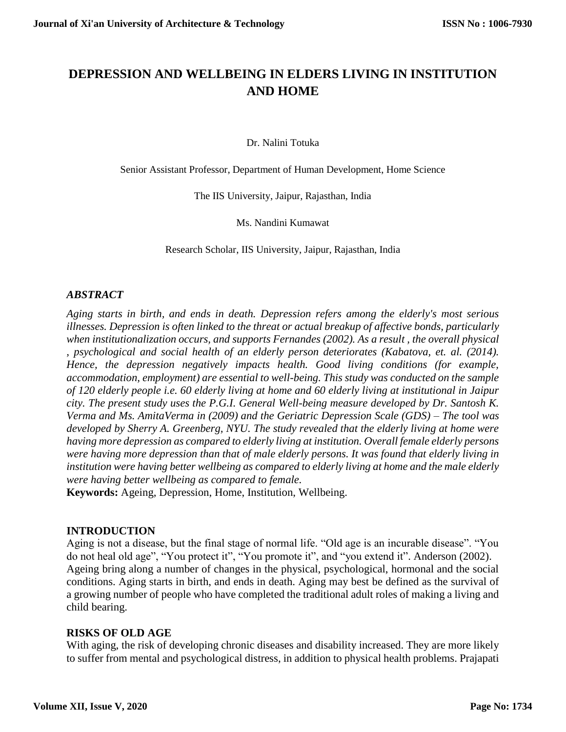# DEPRESSION AND WELLBEING IN ELDERS LIVING IN INSTITUTION AND HOME

Dr. Nalini Totuka

Senior Assistant Professor, Department of Human Development, Home Science

The IIS University, Jaipur, Rajasthan, India

Ms. Nandini Kumawat

Research Scholar, IIS University, Jaipur, Rajasthan, India

## *ABSTRACT*

*Aging starts in birth, and ends in death. Depression refers among the elderly's most serious illnesses. Depression is often linked to the threat or actual breakup of affective bonds, particularly when institutionalization occurs, and supports Fernandes (2002). As a result , the overall physical , psychological and social health of an elderly person deteriorates (Kabatova, et. al. (2014). Hence, the depression negatively impacts health. Good living conditions (for example, accommodation, employment) are essential to well-being. This study was conducted on the sample of 120 elderly people i.e. 60 elderly living at home and 60 elderly living at institutional in Jaipur city. The present study uses the P.G.I. General Well-being measure developed by Dr. Santosh K. Verma and Ms. AmitaVerma in (2009) and the Geriatric Depression Scale (GDS) – The tool was developed by Sherry A. Greenberg, NYU. The study revealed that the elderly living at home were having more depression as compared to elderly living at institution. Overall female elderly persons were having more depression than that of male elderly persons. It was found that elderly living in institution were having better wellbeing as compared to elderly living at home and the male elderly were having better wellbeing as compared to female.*

**Keywords:** Ageing, Depression, Home, Institution, Wellbeing.

## INTRODUCTION

Aging is not a disease, but the final stage of normal life. "Old age is an incurable disease". "You do not heal old age", "You protect it", "You promote it", and "you extend it". Anderson (2002). Ageing bring along a number of changes in the physical, psychological, hormonal and the social conditions. Aging starts in birth, and ends in death. Aging may best be defined as the survival of a growing number of people who have completed the traditional adult roles of making a living and child bearing.

## RISKS OF OLD AGE

With aging, the risk of developing chronic diseases and disability increased. They are more likely to suffer from mental and psychological distress, in addition to physical health problems. Prajapati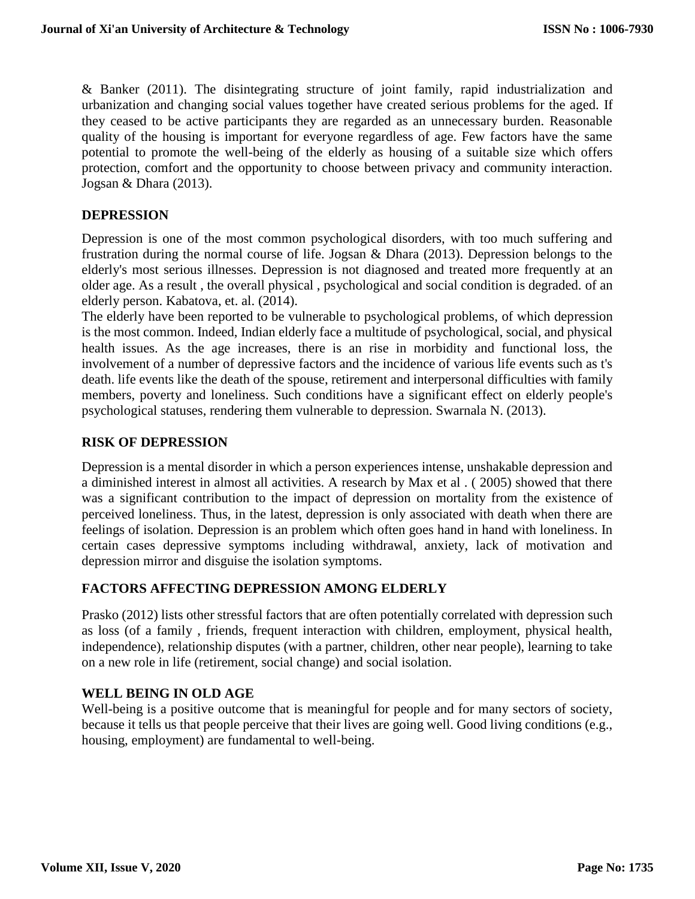& Banker (2011). The disintegrating structure of joint family, rapid industrialization and urbanization and changing social values together have created serious problems for the aged. If they ceased to be active participants they are regarded as an unnecessary burden. Reasonable quality of the housing is important for everyone regardless of age. Few factors have the same potential to promote the well-being of the elderly as housing of a suitable size which offers protection, comfort and the opportunity to choose between privacy and community interaction. Jogsan & Dhara (2013).

## DEPRESSION

Depression is one of the most common psychological disorders, with too much suffering and frustration during the normal course of life. Jogsan & Dhara (2013). Depression belongs to the elderly's most serious illnesses. Depression is not diagnosed and treated more frequently at an older age. As a result , the overall physical , psychological and social condition is degraded. of an elderly person. Kabatova, et. al. (2014).

The elderly have been reported to be vulnerable to psychological problems, of which depression is the most common. Indeed, Indian elderly face a multitude of psychological, social, and physical health issues. As the age increases, there is an rise in morbidity and functional loss, the involvement of a number of depressive factors and the incidence of various life events such as t's death. life events like the death of the spouse, retirement and interpersonal difficulties with family members, poverty and loneliness. Such conditions have a significant effect on elderly people's psychological statuses, rendering them vulnerable to depression. Swarnala N. (2013).

## RISK OF DEPRESSION

Depression is a mental disorder in which a person experiences intense, unshakable depression and a diminished interest in almost all activities. A research by Max et al . ( 2005) showed that there was a significant contribution to the impact of depression on mortality from the existence of perceived loneliness. Thus, in the latest, depression is only associated with death when there are feelings of isolation. Depression is an problem which often goes hand in hand with loneliness. In certain cases depressive symptoms including withdrawal, anxiety, lack of motivation and depression mirror and disguise the isolation symptoms.

## FACTORS AFFECTING DEPRESSION AMONG ELDERLY

Prasko (2012) lists other stressful factors that are often potentially correlated with depression such as loss (of a family , friends, frequent interaction with children, employment, physical health, independence), relationship disputes (with a partner, children, other near people), learning to take on a new role in life (retirement, social change) and social isolation.

## WELL BEING IN OLD AGE

Well-being is a positive outcome that is meaningful for people and for many sectors of society, because it tells us that people perceive that their lives are going well. Good living conditions (e.g., housing, employment) are fundamental to well-being.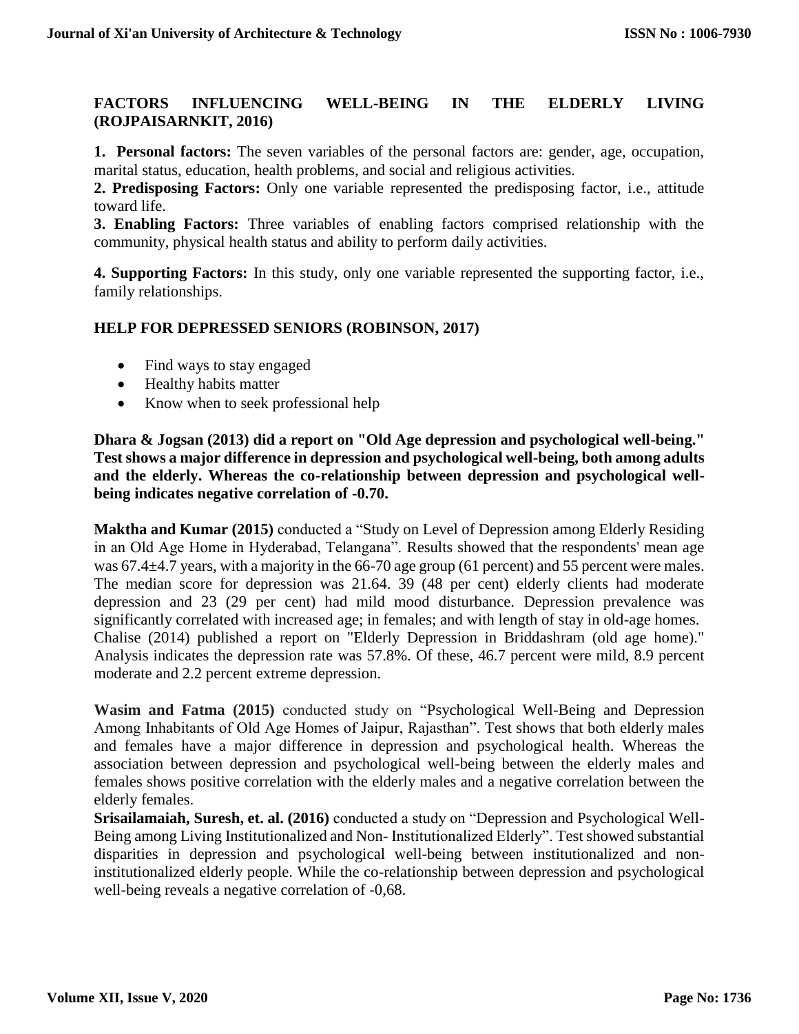## FACTORS INFLUENCING WELL-BEING IN THE ELDERLY LIVING (ROJPAISARNKIT, 2016)

**1. Personal factors:** The seven variables of the personal factors are: gender, age, occupation, marital status, education, health problems, and social and religious activities.

**2. Predisposing Factors:** Only one variable represented the predisposing factor, i.e., attitude toward life.

**3. Enabling Factors:** Three variables of enabling factors comprised relationship with the community, physical health status and ability to perform daily activities.

**4. Supporting Factors:** In this study, only one variable represented the supporting factor, i.e., family relationships.

## HELP FOR DEPRESSED SENIORS (ROBINSON, 2017)

- Find ways to stay engaged
- Healthy habits matter
- Know when to seek professional help

**Dhara & Jogsan (2013) did a report on "Old Age depression and psychological well-being." Test shows a major difference in depression and psychological well-being, both among adults and the elderly. Whereas the co-relationship between depression and psychological well-being indicates negative correlation of -0.70.**

**Maktha and Kumar (2015)** conducted a "Study on Level of Depression among Elderly Residing in an Old Age Home in Hyderabad, Telangana". Results showed that the respondents' mean age was 67.4±4.7 years, with a majority in the 66-70 age group (61 percent) and 55 percent were males. The median score for depression was 21.64. 39 (48 per cent) elderly clients had moderate depression and 23 (29 per cent) had mild mood disturbance. Depression prevalence was significantly correlated with increased age; in females; and with length of stay in old-age homes.
Chalise (2014) published a report on "Elderly Depression in Briddashram (old age home)." Analysis indicates the depression rate was 57.8%. Of these, 46.7 percent were mild, 8.9 percent moderate and 2.2 percent extreme depression.

**Wasim and Fatma (2015)** conducted study on "Psychological Well-Being and Depression Among Inhabitants of Old Age Homes of Jaipur, Rajasthan". Test shows that both elderly males and females have a major difference in depression and psychological health. Whereas the association between depression and psychological well-being between the elderly males and females shows positive correlation with the elderly males and a negative correlation between the elderly females.
**Srisailamaiah, Suresh, et. al. (2016)** conducted a study on "Depression and Psychological Well-Being among Living Institutionalized and Non- Institutionalized Elderly". Test showed substantial disparities in depression and psychological well-being between institutionalized and non-institutionalized elderly people. While the co-relationship between depression and psychological well-being reveals a negative correlation of -0,68.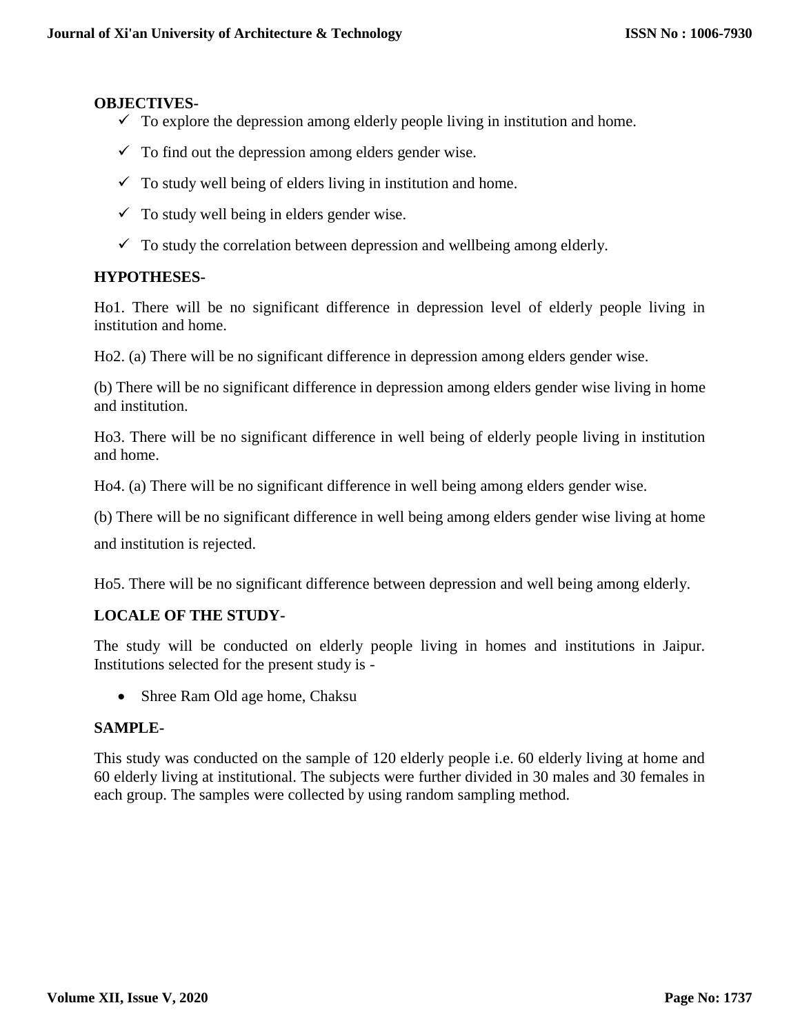**OBJECTIVES-**

- ✓ To explore the depression among elderly people living in institution and home.
- ✓ To find out the depression among elders gender wise.
- ✓ To study well being of elders living in institution and home.
- ✓ To study well being in elders gender wise.
- ✓ To study the correlation between depression and wellbeing among elderly.

**HYPOTHESES-**

Ho1. There will be no significant difference in depression level of elderly people living in institution and home.

Ho2. (a) There will be no significant difference in depression among elders gender wise.

(b) There will be no significant difference in depression among elders gender wise living in home and institution.

Ho3. There will be no significant difference in well being of elderly people living in institution and home.

Ho4. (a) There will be no significant difference in well being among elders gender wise.

(b) There will be no significant difference in well being among elders gender wise living at home and institution is rejected.

Ho5. There will be no significant difference between depression and well being among elderly.

**LOCALE OF THE STUDY-**

The study will be conducted on elderly people living in homes and institutions in Jaipur. Institutions selected for the present study is -

- Shree Ram Old age home, Chaksu

**SAMPLE-**

This study was conducted on the sample of 120 elderly people i.e. 60 elderly living at home and 60 elderly living at institutional. The subjects were further divided in 30 males and 30 females in each group. The samples were collected by using random sampling method.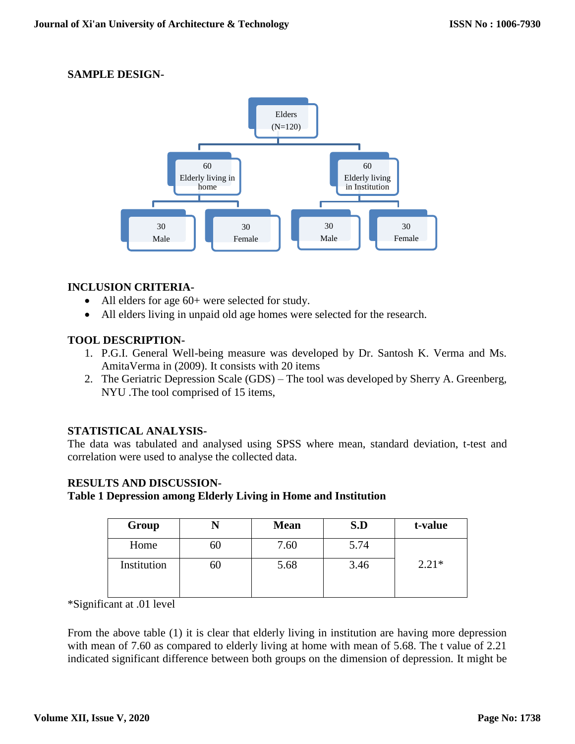**SAMPLE DESIGN-**

Elders (N=120)

- 60 Elderly living in home
  - 30 Male
  - 30 Female
- 60 Elderly living in Institution
  - 30 Male
  - 30 Female

**INCLUSION CRITERIA-**

- All elders for age 60+ were selected for study.
- All elders living in unpaid old age homes were selected for the research.

**TOOL DESCRIPTION-**

1. P.G.I. General Well-being measure was developed by Dr. Santosh K. Verma and Ms. AmitaVerma in (2009). It consists with 20 items
2. The Geriatric Depression Scale (GDS) – The tool was developed by Sherry A. Greenberg, NYU .The tool comprised of 15 items,

**STATISTICAL ANALYSIS-**

The data was tabulated and analysed using SPSS where mean, standard deviation, t-test and correlation were used to analyse the collected data.

**RESULTS AND DISCUSSION-**

**Table 1 Depression among Elderly Living in Home and Institution**

| Group | N | Mean | S.D | t-value |
|---|---|---|---|---|
| Home | 60 | 7.60 | 5.74 | 2.21* |
| Institution | 60 | 5.68 | 3.46 | |

*Significant at .01 level

From the above table (1) it is clear that elderly living in institution are having more depression with mean of 7.60 as compared to elderly living at home with mean of 5.68. The t value of 2.21 indicated significant difference between both groups on the dimension of depression. It might be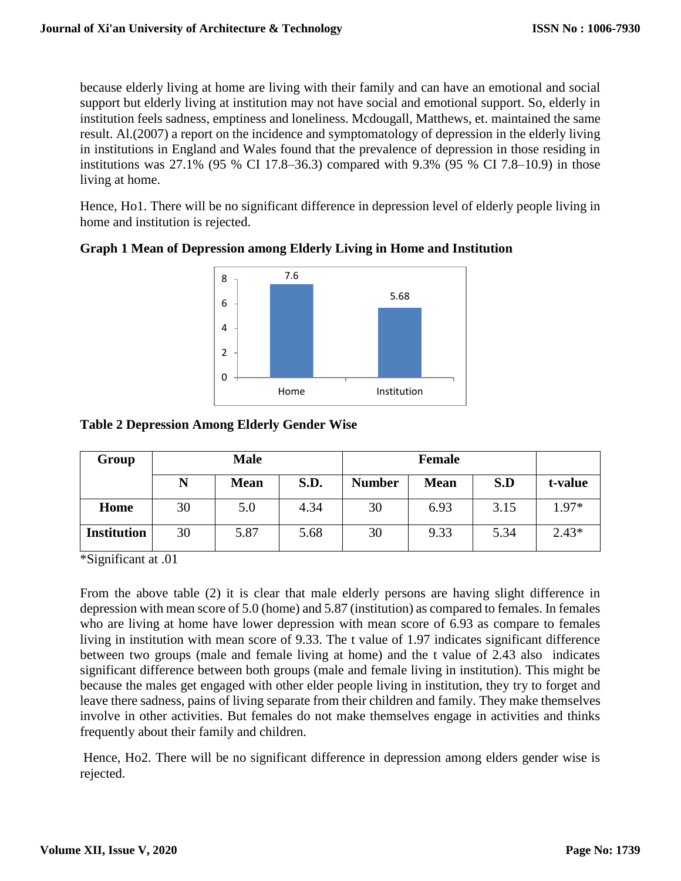because elderly living at home are living with their family and can have an emotional and social support but elderly living at institution may not have social and emotional support. So, elderly in institution feels sadness, emptiness and loneliness. Mcdougall, Matthews, et. maintained the same result. Al.(2007) a report on the incidence and symptomatology of depression in the elderly living in institutions in England and Wales found that the prevalence of depression in those residing in institutions was 27.1% (95 % CI 17.8–36.3) compared with 9.3% (95 % CI 7.8–10.9) in those living at home.

Hence, Ho1. There will be no significant difference in depression level of elderly people living in home and institution is rejected.

**Graph 1 Mean of Depression among Elderly Living in Home and Institution**

| | Home | Institution |
|---|---|---|
| Mean | 7.6 | 5.68 |

**Table 2 Depression Among Elderly Gender Wise**

| Group | Male | | | Female | | | |
|---|---|---|---|---|---|---|---|
| | N | Mean | S.D. | Number | Mean | S.D | t-value |
| **Home** | 30 | 5.0 | 4.34 | 30 | 6.93 | 3.15 | 1.97* |
| **Institution** | 30 | 5.87 | 5.68 | 30 | 9.33 | 5.34 | 2.43* |

*Significant at .01

From the above table (2) it is clear that male elderly persons are having slight difference in depression with mean score of 5.0 (home) and 5.87 (institution) as compared to females. In females who are living at home have lower depression with mean score of 6.93 as compare to females living in institution with mean score of 9.33. The t value of 1.97 indicates significant difference between two groups (male and female living at home) and the t value of 2.43 also indicates significant difference between both groups (male and female living in institution). This might be because the males get engaged with other elder people living in institution, they try to forget and leave there sadness, pains of living separate from their children and family. They make themselves involve in other activities. But females do not make themselves engage in activities and thinks frequently about their family and children.

Hence, Ho2. There will be no significant difference in depression among elders gender wise is rejected.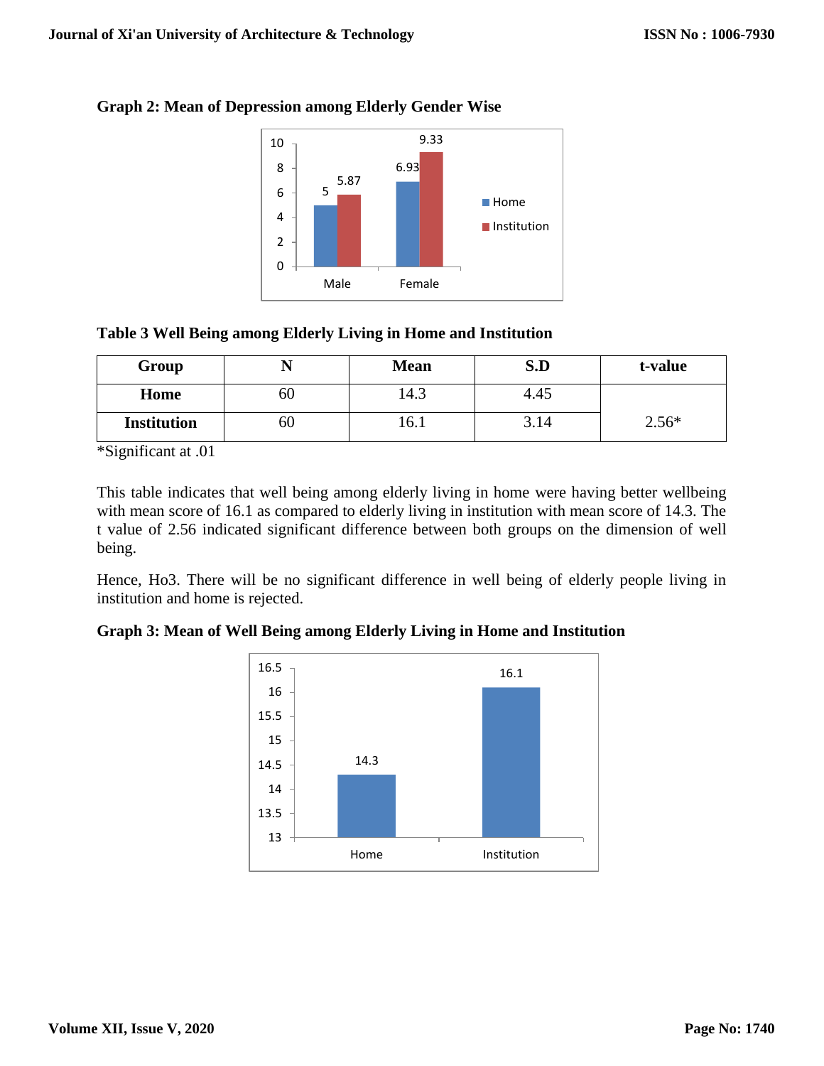**Graph 2: Mean of Depression among Elderly Gender Wise**

**Table 3 Well Being among Elderly Living in Home and Institution**

| Group | N | Mean | S.D | t-value |
|---|---|---|---|---|
| **Home** | 60 | 14.3 | 4.45 | |
| **Institution** | 60 | 16.1 | 3.14 | 2.56* |

*Significant at .01

This table indicates that well being among elderly living in home were having better wellbeing with mean score of 16.1 as compared to elderly living in institution with mean score of 14.3. The t value of 2.56 indicated significant difference between both groups on the dimension of well being.

Hence, Ho3. There will be no significant difference in well being of elderly people living in institution and home is rejected.

**Graph 3: Mean of Well Being among Elderly Living in Home and Institution**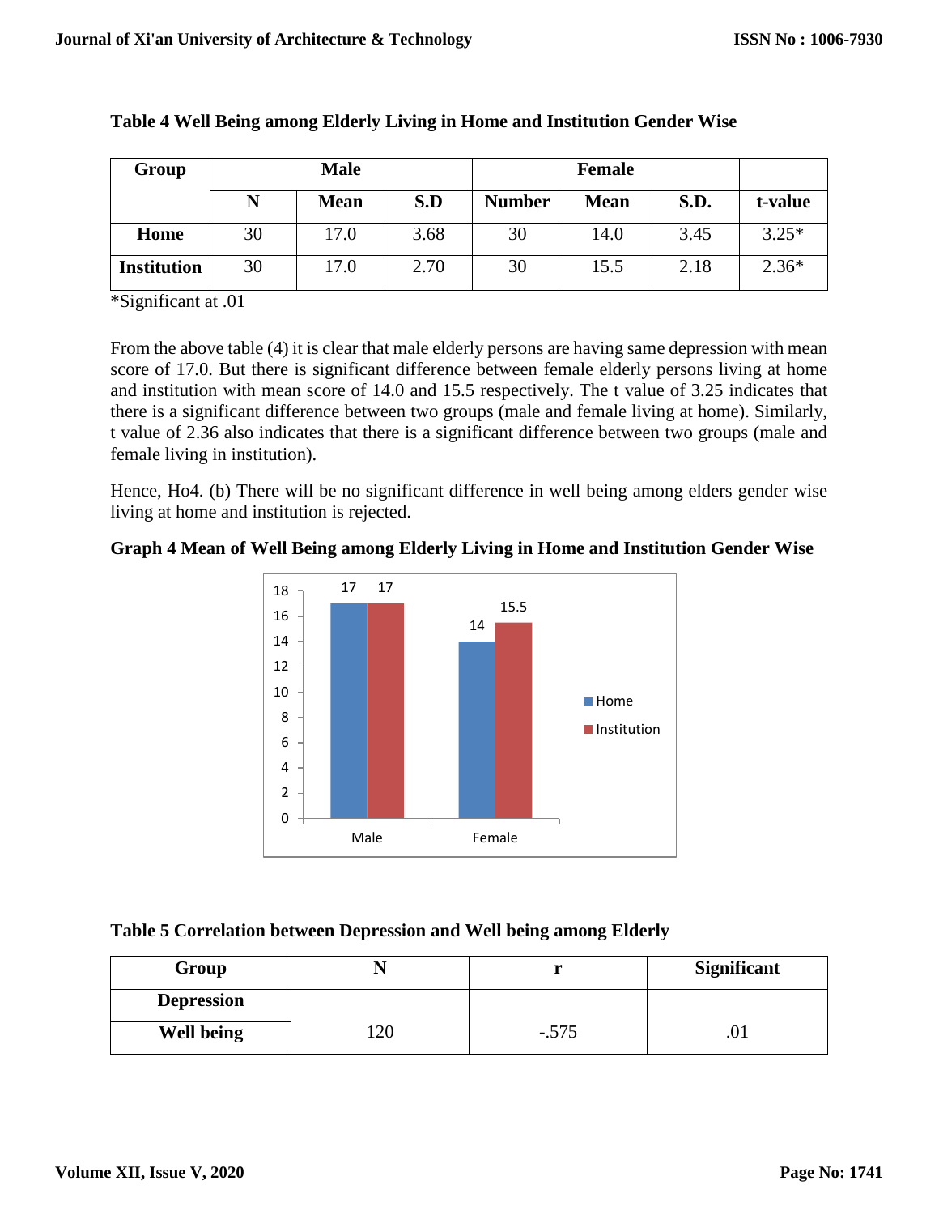**Table 4 Well Being among Elderly Living in Home and Institution Gender Wise**

| Group | Male | | | Female | | | |
|---|---|---|---|---|---|---|---|
| | N | Mean | S.D | Number | Mean | S.D. | t-value |
| Home | 30 | 17.0 | 3.68 | 30 | 14.0 | 3.45 | 3.25* |
| Institution | 30 | 17.0 | 2.70 | 30 | 15.5 | 2.18 | 2.36* |

*Significant at .01

From the above table (4) it is clear that male elderly persons are having same depression with mean score of 17.0. But there is significant difference between female elderly persons living at home and institution with mean score of 14.0 and 15.5 respectively. The t value of 3.25 indicates that there is a significant difference between two groups (male and female living at home). Similarly, t value of 2.36 also indicates that there is a significant difference between two groups (male and female living in institution).

Hence, Ho4. (b) There will be no significant difference in well being among elders gender wise living at home and institution is rejected.

**Graph 4 Mean of Well Being among Elderly Living in Home and Institution Gender Wise**

| | Home | Institution |
|---|---|---|
| Male | 17 | 17 |
| Female | 14 | 15.5 |

**Table 5 Correlation between Depression and Well being among Elderly**

| Group | N | r | Significant |
|---|---|---|---|
| Depression | | | |
| Well being | 120 | -.575 | .01 |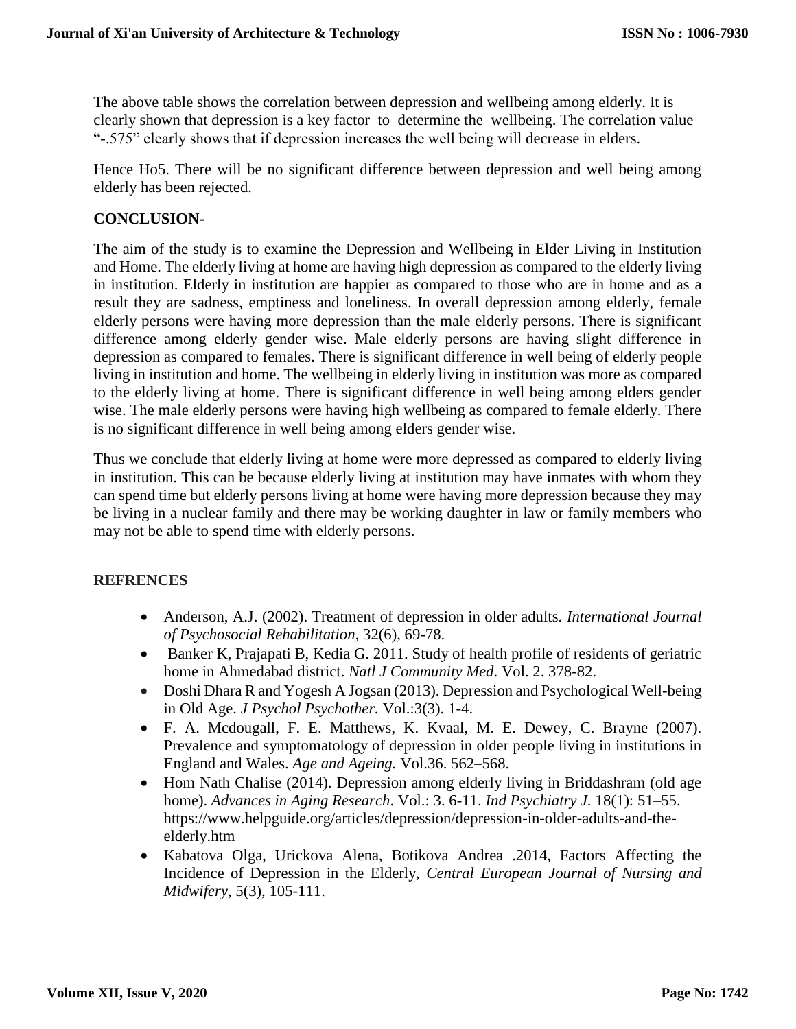The above table shows the correlation between depression and wellbeing among elderly. It is clearly shown that depression is a key factor to determine the wellbeing. The correlation value "-.575" clearly shows that if depression increases the well being will decrease in elders.

Hence Ho5. There will be no significant difference between depression and well being among elderly has been rejected.

## CONCLUSION-

The aim of the study is to examine the Depression and Wellbeing in Elder Living in Institution and Home. The elderly living at home are having high depression as compared to the elderly living in institution. Elderly in institution are happier as compared to those who are in home and as a result they are sadness, emptiness and loneliness. In overall depression among elderly, female elderly persons were having more depression than the male elderly persons. There is significant difference among elderly gender wise. Male elderly persons are having slight difference in depression as compared to females. There is significant difference in well being of elderly people living in institution and home. The wellbeing in elderly living in institution was more as compared to the elderly living at home. There is significant difference in well being among elders gender wise. The male elderly persons were having high wellbeing as compared to female elderly. There is no significant difference in well being among elders gender wise.

Thus we conclude that elderly living at home were more depressed as compared to elderly living in institution. This can be because elderly living at institution may have inmates with whom they can spend time but elderly persons living at home were having more depression because they may be living in a nuclear family and there may be working daughter in law or family members who may not be able to spend time with elderly persons.

## REFRENCES

- Anderson, A.J. (2002). Treatment of depression in older adults. *International Journal of Psychosocial Rehabilitation*, 32(6), 69-78.
- Banker K, Prajapati B, Kedia G. 2011. Study of health profile of residents of geriatric home in Ahmedabad district. *Natl J Community Med*. Vol. 2. 378-82.
- Doshi Dhara R and Yogesh A Jogsan (2013). Depression and Psychological Well-being in Old Age. *J Psychol Psychother.* Vol.:3(3). 1-4.
- F. A. Mcdougall, F. E. Matthews, K. Kvaal, M. E. Dewey, C. Brayne (2007). Prevalence and symptomatology of depression in older people living in institutions in England and Wales. *Age and Ageing.* Vol.36. 562–568.
- Hom Nath Chalise (2014). Depression among elderly living in Briddashram (old age home). *Advances in Aging Research*. Vol.: 3. 6-11. *Ind Psychiatry J.* 18(1): 51–55. https://www.helpguide.org/articles/depression/depression-in-older-adults-and-the-elderly.htm
- Kabatova Olga, Urickova Alena, Botikova Andrea .2014, Factors Affecting the Incidence of Depression in the Elderly, *Central European Journal of Nursing and Midwifery*, 5(3), 105-111.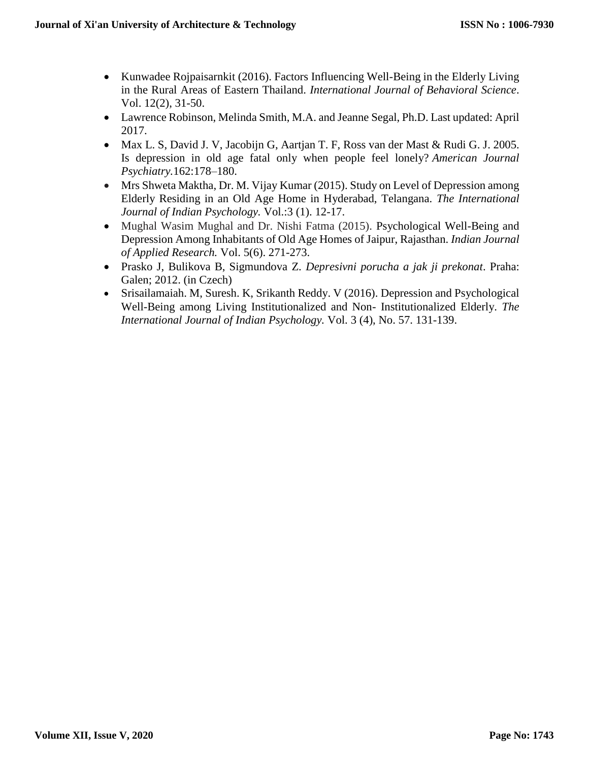- Kunwadee Rojpaisarnkit (2016). Factors Influencing Well-Being in the Elderly Living in the Rural Areas of Eastern Thailand. *International Journal of Behavioral Science*. Vol. 12(2), 31-50.
- Lawrence Robinson, Melinda Smith, M.A. and Jeanne Segal, Ph.D. Last updated: April 2017.
- Max L. S, David J. V, Jacobijn G, Aartjan T. F, Ross van der Mast & Rudi G. J. 2005. Is depression in old age fatal only when people feel lonely? *American Journal Psychiatry.*162:178–180.
- Mrs Shweta Maktha, Dr. M. Vijay Kumar (2015). Study on Level of Depression among Elderly Residing in an Old Age Home in Hyderabad, Telangana. *The International Journal of Indian Psychology.* Vol.:3 (1). 12-17.
- Mughal Wasim Mughal and Dr. Nishi Fatma (2015). Psychological Well-Being and Depression Among Inhabitants of Old Age Homes of Jaipur, Rajasthan. *Indian Journal of Applied Research.* Vol. 5(6). 271-273.
- Prasko J, Bulikova B, Sigmundova Z. *Depresivni porucha a jak ji prekonat*. Praha: Galen; 2012. (in Czech)
- Srisailamaiah. M, Suresh. K, Srikanth Reddy. V (2016). Depression and Psychological Well-Being among Living Institutionalized and Non- Institutionalized Elderly. *The International Journal of Indian Psychology.* Vol. 3 (4), No. 57. 131-139.